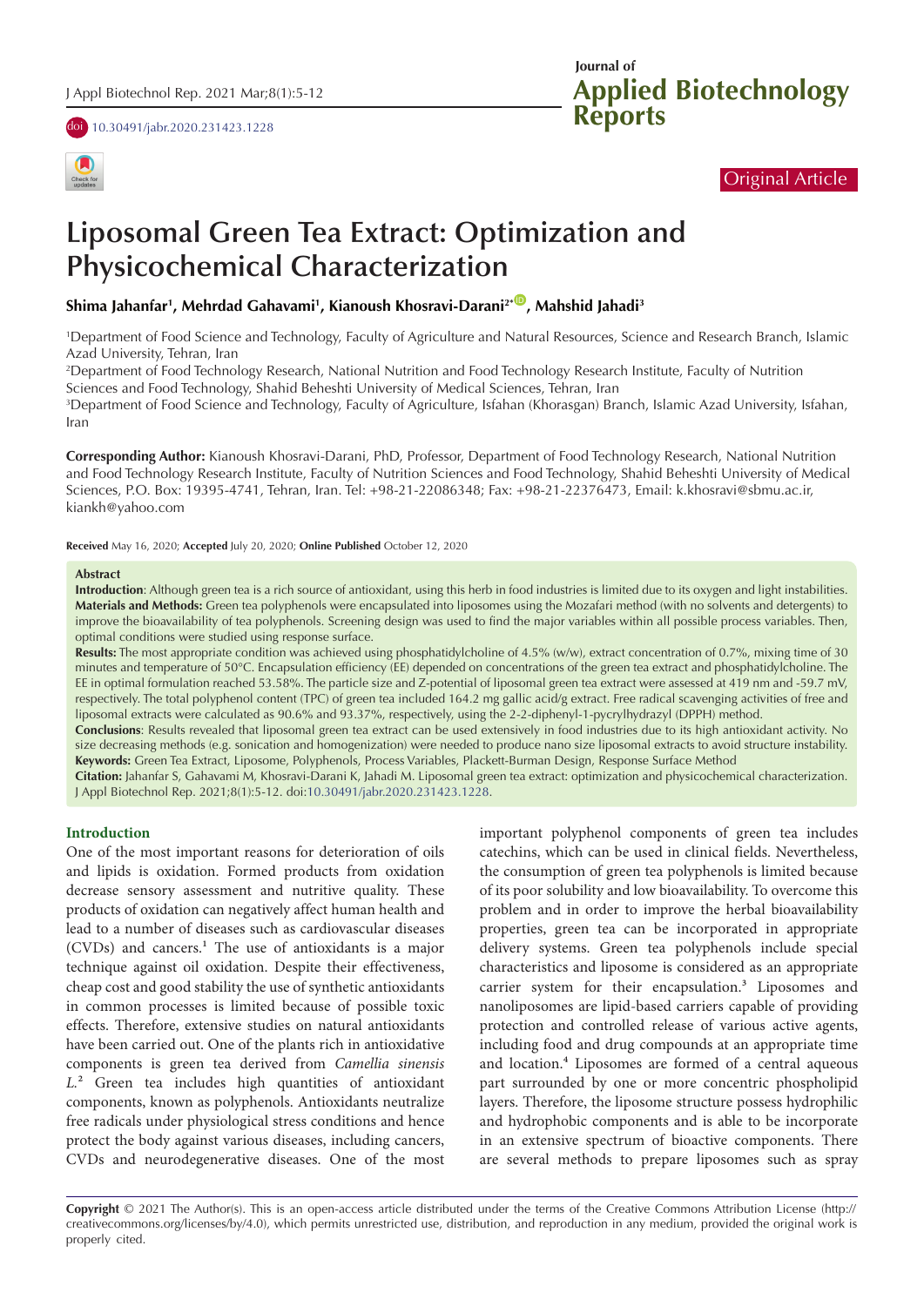Original Article

# Liposomal Green Tea Extract: Optimization and Physicochemical Characterization

**Shima Jahanfar[1], Mehrdad Gahavami[1], Kianoush Khosravi-Darani[2*], Mahshid Jahadi[3]**

[1]Department of Food Science and Technology, Faculty of Agriculture and Natural Resources, Science and Research Branch, Islamic Azad University, Tehran, Iran

[2]Department of Food Technology Research, National Nutrition and Food Technology Research Institute, Faculty of Nutrition Sciences and Food Technology, Shahid Beheshti University of Medical Sciences, Tehran, Iran

[3]Department of Food Science and Technology, Faculty of Agriculture, Isfahan (Khorasgan) Branch, Islamic Azad University, Isfahan, Iran

**Corresponding Author:** Kianoush Khosravi-Darani, PhD, Professor, Department of Food Technology Research, National Nutrition and Food Technology Research Institute, Faculty of Nutrition Sciences and Food Technology, Shahid Beheshti University of Medical Sciences, P.O. Box: 19395-4741, Tehran, Iran. Tel: +98-21-22086348; Fax: +98-21-22376473, Email: k.khosravi@sbmu.ac.ir, kiankh@yahoo.com

**Received** May 16, 2020; **Accepted** July 20, 2020; **Online Published** October 12, 2020

## Abstract

**Introduction**: Although green tea is a rich source of antioxidant, using this herb in food industries is limited due to its oxygen and light instabilities.

**Materials and Methods:** Green tea polyphenols were encapsulated into liposomes using the Mozafari method (with no solvents and detergents) to improve the bioavailability of tea polyphenols. Screening design was used to find the major variables within all possible process variables. Then, optimal conditions were studied using response surface.

**Results:** The most appropriate condition was achieved using phosphatidylcholine of 4.5% (w/w), extract concentration of 0.7%, mixing time of 30 minutes and temperature of 50°C. Encapsulation efficiency (EE) depended on concentrations of the green tea extract and phosphatidylcholine. The EE in optimal formulation reached 53.58%. The particle size and Z-potential of liposomal green tea extract were assessed at 419 nm and -59.7 mV, respectively. The total polyphenol content (TPC) of green tea included 164.2 mg gallic acid/g extract. Free radical scavenging activities of free and liposomal extracts were calculated as 90.6% and 93.37%, respectively, using the 2-2-diphenyl-1-pycrylhydrazyl (DPPH) method.

**Conclusions**: Results revealed that liposomal green tea extract can be used extensively in food industries due to its high antioxidant activity. No size decreasing methods (e.g. sonication and homogenization) were needed to produce nano size liposomal extracts to avoid structure instability.

**Keywords:** Green Tea Extract, Liposome, Polyphenols, Process Variables, Plackett-Burman Design, Response Surface Method

**Citation:** Jahanfar S, Gahavami M, Khosravi-Darani K, Jahadi M. Liposomal green tea extract: optimization and physicochemical characterization. J Appl Biotechnol Rep. 2021;8(1):5-12. doi:10.30491/jabr.2020.231423.1228.

## Introduction

One of the most important reasons for deterioration of oils and lipids is oxidation. Formed products from oxidation decrease sensory assessment and nutritive quality. These products of oxidation can negatively affect human health and lead to a number of diseases such as cardiovascular diseases (CVDs) and cancers.[1] The use of antioxidants is a major technique against oil oxidation. Despite their effectiveness, cheap cost and good stability the use of synthetic antioxidants in common processes is limited because of possible toxic effects. Therefore, extensive studies on natural antioxidants have been carried out. One of the plants rich in antioxidative components is green tea derived from *Camellia sinensis L.*[2] Green tea includes high quantities of antioxidant components, known as polyphenols. Antioxidants neutralize free radicals under physiological stress conditions and hence protect the body against various diseases, including cancers, CVDs and neurodegenerative diseases. One of the most important polyphenol components of green tea includes catechins, which can be used in clinical fields. Nevertheless, the consumption of green tea polyphenols is limited because of its poor solubility and low bioavailability. To overcome this problem and in order to improve the herbal bioavailability properties, green tea can be incorporated in appropriate delivery systems. Green tea polyphenols include special characteristics and liposome is considered as an appropriate carrier system for their encapsulation.[3] Liposomes and nanoliposomes are lipid-based carriers capable of providing protection and controlled release of various active agents, including food and drug compounds at an appropriate time and location.[4] Liposomes are formed of a central aqueous part surrounded by one or more concentric phospholipid layers. Therefore, the liposome structure possess hydrophilic and hydrophobic components and is able to be incorporate in an extensive spectrum of bioactive components. There are several methods to prepare liposomes such as spray

**Copyright** © 2021 The Author(s). This is an open-access article distributed under the terms of the Creative Commons Attribution License (http://creativecommons.org/licenses/by/4.0), which permits unrestricted use, distribution, and reproduction in any medium, provided the original work is properly cited.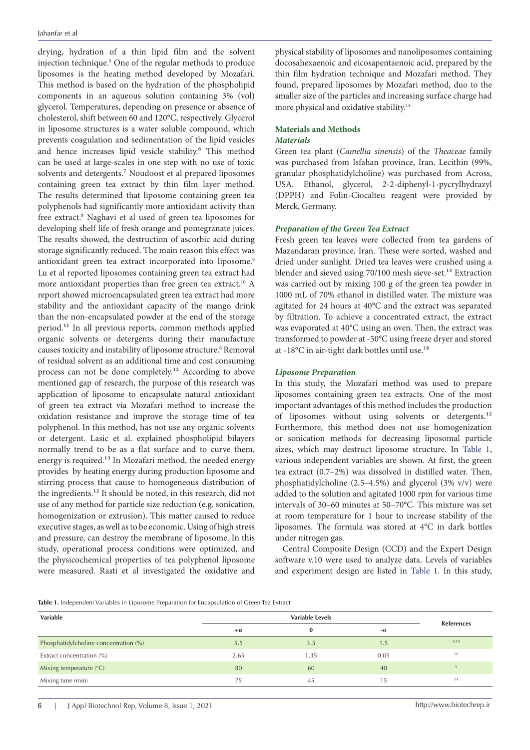drying, hydration of a thin lipid film and the solvent injection technique.[5] One of the regular methods to produce liposomes is the heating method developed by Mozafari. This method is based on the hydration of the phospholipid components in an aqueous solution containing 3% (vol) glycerol. Temperatures, depending on presence or absence of cholesterol, shift between 60 and 120°C, respectively. Glycerol in liposome structures is a water soluble compound, which prevents coagulation and sedimentation of the lipid vesicles and hence increases lipid vesicle stability.[6] This method can be used at large-scales in one step with no use of toxic solvents and detergents.[7] Noudoost et al prepared liposomes containing green tea extract by thin film layer method. The results determined that liposome containing green tea polyphenols had significantly more antioxidant activity than free extract.[8] Naghavi et al used of green tea liposomes for developing shelf life of fresh orange and pomegranate juices. The results showed, the destruction of ascorbic acid during storage significantly reduced. The main reason this effect was antioxidant green tea extract incorporated into liposome.[9] Lu et al reported liposomes containing green tea extract had more antioxidant properties than free green tea extract.[10] A report showed microencapsulated green tea extract had more stability and the antioxidant capacity of the mango drink than the non-encapsulated powder at the end of the storage period.[11] In all previous reports, common methods applied organic solvents or detergents during their manufacture causes toxicity and instability of liposome structure.[6] Removal of residual solvent as an additional time and cost consuming process can not be done completely.[12] According to above mentioned gap of research, the purpose of this research was application of liposome to encapsulate natural antioxidant of green tea extract via Mozafari method to increase the oxidation resistance and improve the storage time of tea polyphenol. In this method, has not use any organic solvents or detergent. Lasic et al. explained phospholipid bilayers normally trend to be as a flat surface and to curve them, energy is required.[13] In Mozafari method, the needed energy provides by heating energy during production liposome and stirring process that cause to homogeneous distribution of the ingredients.[12] It should be noted, in this research, did not use of any method for particle size reduction (e.g. sonication, homogenization or extrusion). This matter caused to reduce executive stages, as well as to be economic. Using of high stress and pressure, can destroy the membrane of liposome. In this study, operational process conditions were optimized, and the physicochemical properties of tea polyphenol liposome were measured. Rasti et al investigated the oxidative and physical stability of liposomes and nanoliposomes containing docosahexaenoic and eicosapentaenoic acid, prepared by the thin film hydration technique and Mozafari method. They found, prepared liposomes by Mozafari method, duo to the smaller size of the particles and increasing surface charge had more physical and oxidative stability.[14]

## Materials and Methods

### *Materials*

Green tea plant (*Camellia sinensis*) of the *Theaceae* family was purchased from Isfahan province, Iran. Lecithin (99%, granular phosphatidylcholine) was purchased from Across, USA. Ethanol, glycerol, 2-2-diphenyl-1-pycrylhydrazyl (DPPH) and Folin-Ciocalteu reagent were provided by Merck, Germany.

### *Preparation of the Green Tea Extract*

Fresh green tea leaves were collected from tea gardens of Mazandaran province, Iran. These were sorted, washed and dried under sunlight. Dried tea leaves were crushed using a blender and sieved using 70/100 mesh sieve-set.[15] Extraction was carried out by mixing 100 g of the green tea powder in 1000 mL of 70% ethanol in distilled water. The mixture was agitated for 24 hours at 40°C and the extract was separated by filtration. To achieve a concentrated extract, the extract was evaporated at 40°C using an oven. Then, the extract was transformed to powder at -50°C using freeze dryer and stored at -18°C in air-tight dark bottles until use.[16]

### *Liposome Preparation*

In this study, the Mozafari method was used to prepare liposomes containing green tea extracts. One of the most important advantages of this method includes the production of liposomes without using solvents or detergents.[12] Furthermore, this method does not use homogenization or sonication methods for decreasing liposomal particle sizes, which may destruct liposome structure. In Table 1, various independent variables are shown. At first, the green tea extract (0.7–2%) was dissolved in distilled water. Then, phosphatidylcholine (2.5–4.5%) and glycerol (3% v/v) were added to the solution and agitated 1000 rpm for various time intervals of 30–60 minutes at 50–70°C. This mixture was set at room temperature for 1 hour to increase stability of the liposomes. The formula was stored at 4°C in dark bottles under nitrogen gas.

Central Composite Design (CCD) and the Expert Design software v.10 were used to analyze data. Levels of variables and experiment design are listed in Table 1. In this study,

**Table 1.** Independent Variables in Liposome Preparation for Encapsulation of Green Tea Extract

| Variable | Variable Levels | | | References |
|---|---|---|---|---|
| | $+\alpha$ | 0 | $-\alpha$ | |
| Phosphatidylcholine concentration (%) | 5.5 | 3.5 | 1.5 | 9,10 |
| Extract concentration (%) | 2.65 | 1.35 | 0.05 | 10 |
| Mixing temperature (°C) | 80 | 60 | 40 | 5 |
| Mixing time (min) | 75 | 45 | 15 | 14 |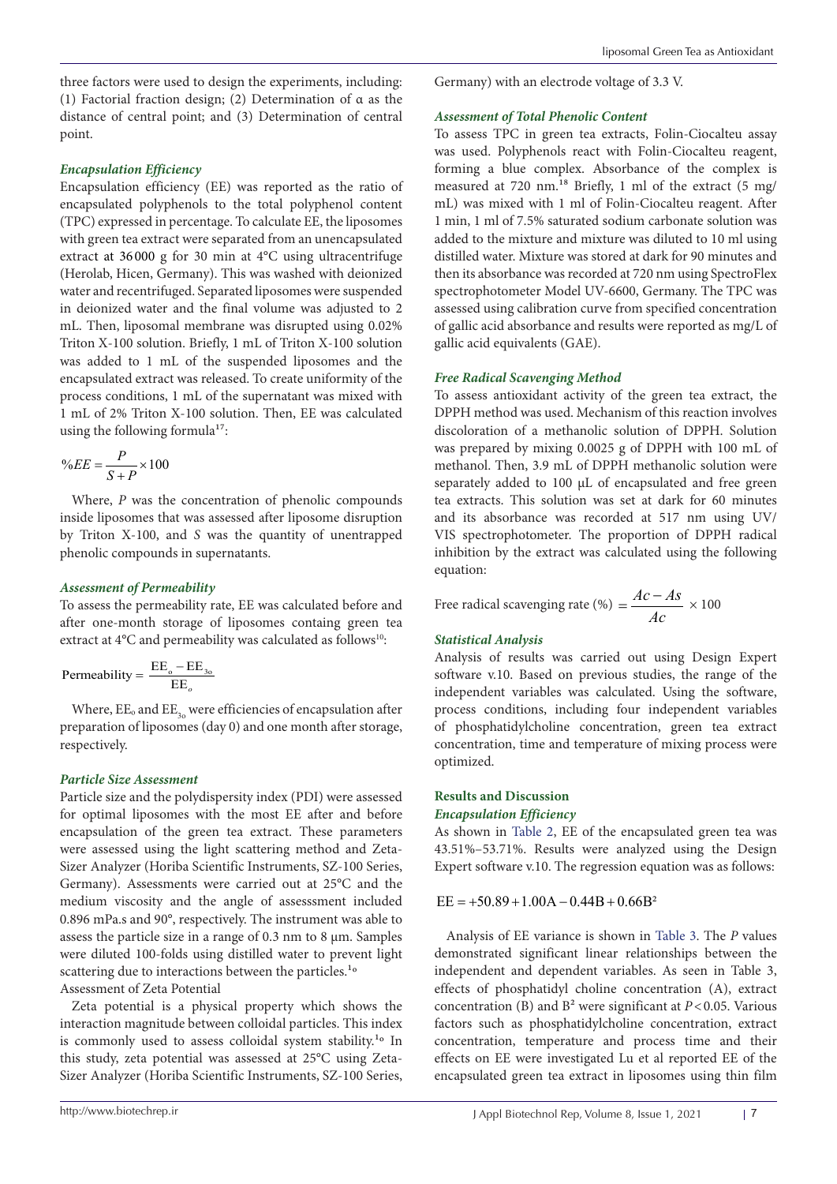three factors were used to design the experiments, including: (1) Factorial fraction design; (2) Determination of α as the distance of central point; and (3) Determination of central point.

### *Encapsulation Efficiency*

Encapsulation efficiency (EE) was reported as the ratio of encapsulated polyphenols to the total polyphenol content (TPC) expressed in percentage. To calculate EE, the liposomes with green tea extract were separated from an unencapsulated extract at 36 000 g for 30 min at 4°C using ultracentrifuge (Herolab, Hicen, Germany). This was washed with deionized water and recentrifuged. Separated liposomes were suspended in deionized water and the final volume was adjusted to 2 mL. Then, liposomal membrane was disrupted using 0.02% Triton X-100 solution. Briefly, 1 mL of Triton X-100 solution was added to 1 mL of the suspended liposomes and the encapsulated extract was released. To create uniformity of the process conditions, 1 mL of the supernatant was mixed with 1 mL of 2% Triton X-100 solution. Then, EE was calculated using the following formula[17]:

$$\%EE = \frac{P}{S+P} \times 100$$

Where, *P* was the concentration of phenolic compounds inside liposomes that was assessed after liposome disruption by Triton X-100, and *S* was the quantity of unentrapped phenolic compounds in supernatants.

### *Assessment of Permeability*

To assess the permeability rate, EE was calculated before and after one-month storage of liposomes containg green tea extract at 4°C and permeability was calculated as follows[10]:

$$\text{Permeability} = \frac{EE_o - EE_{3o}}{EE_o}$$

Where, $EE_o$ and $EE_{3o}$ were efficiencies of encapsulation after preparation of liposomes (day 0) and one month after storage, respectively.

### *Particle Size Assessment*

Particle size and the polydispersity index (PDI) were assessed for optimal liposomes with the most EE after and before encapsulation of the green tea extract. These parameters were assessed using the light scattering method and Zeta-Sizer Analyzer (Horiba Scientific Instruments, SZ-100 Series, Germany). Assessments were carried out at 25°C and the medium viscosity and the angle of assesssment included 0.896 mPa.s and 90°, respectively. The instrument was able to assess the particle size in a range of 0.3 nm to 8 µm. Samples were diluted 100-folds using distilled water to prevent light scattering due to interactions between the particles.[1o]

Assessment of Zeta Potential

Zeta potential is a physical property which shows the interaction magnitude between colloidal particles. This index is commonly used to assess colloidal system stability.[1o] In this study, zeta potential was assessed at 25°C using Zeta-Sizer Analyzer (Horiba Scientific Instruments, SZ-100 Series, Germany) with an electrode voltage of 3.3 V.

### *Assessment of Total Phenolic Content*

To assess TPC in green tea extracts, Folin-Ciocalteu assay was used. Polyphenols react with Folin-Ciocalteu reagent, forming a blue complex. Absorbance of the complex is measured at 720 nm.[18] Briefly, 1 ml of the extract (5 mg/mL) was mixed with 1 ml of Folin-Ciocalteu reagent. After 1 min, 1 ml of 7.5% saturated sodium carbonate solution was added to the mixture and mixture was diluted to 10 ml using distilled water. Mixture was stored at dark for 90 minutes and then its absorbance was recorded at 720 nm using SpectroFlex spectrophotometer Model UV-6600, Germany. The TPC was assessed using calibration curve from specified concentration of gallic acid absorbance and results were reported as mg/L of gallic acid equivalents (GAE).

### *Free Radical Scavenging Method*

To assess antioxidant activity of the green tea extract, the DPPH method was used. Mechanism of this reaction involves discoloration of a methanolic solution of DPPH. Solution was prepared by mixing 0.0025 g of DPPH with 100 mL of methanol. Then, 3.9 mL of DPPH methanolic solution were separately added to 100 µL of encapsulated and free green tea extracts. This solution was set at dark for 60 minutes and its absorbance was recorded at 517 nm using UV/VIS spectrophotometer. The proportion of DPPH radical inhibition by the extract was calculated using the following equation:

$$\text{Free radical scavenging rate (\%)} = \frac{Ac - As}{Ac} \times 100$$

### *Statistical Analysis*

Analysis of results was carried out using Design Expert software v.10. Based on previous studies, the range of the independent variables was calculated. Using the software, process conditions, including four independent variables of phosphatidylcholine concentration, green tea extract concentration, time and temperature of mixing process were optimized.

## Results and Discussion

### *Encapsulation Efficiency*

As shown in Table 2, EE of the encapsulated green tea was 43.51%–53.71%. Results were analyzed using the Design Expert software v.10. The regression equation was as follows:

$$EE = +50.89 + 1.00A - 0.44B + 0.66B^2$$

Analysis of EE variance is shown in Table 3. The *P* values demonstrated significant linear relationships between the independent and dependent variables. As seen in Table 3, effects of phosphatidyl choline concentration (A), extract concentration (B) and $B^2$ were significant at $P < 0.05$. Various factors such as phosphatidylcholine concentration, extract concentration, temperature and process time and their effects on EE were investigated Lu et al reported EE of the encapsulated green tea extract in liposomes using thin film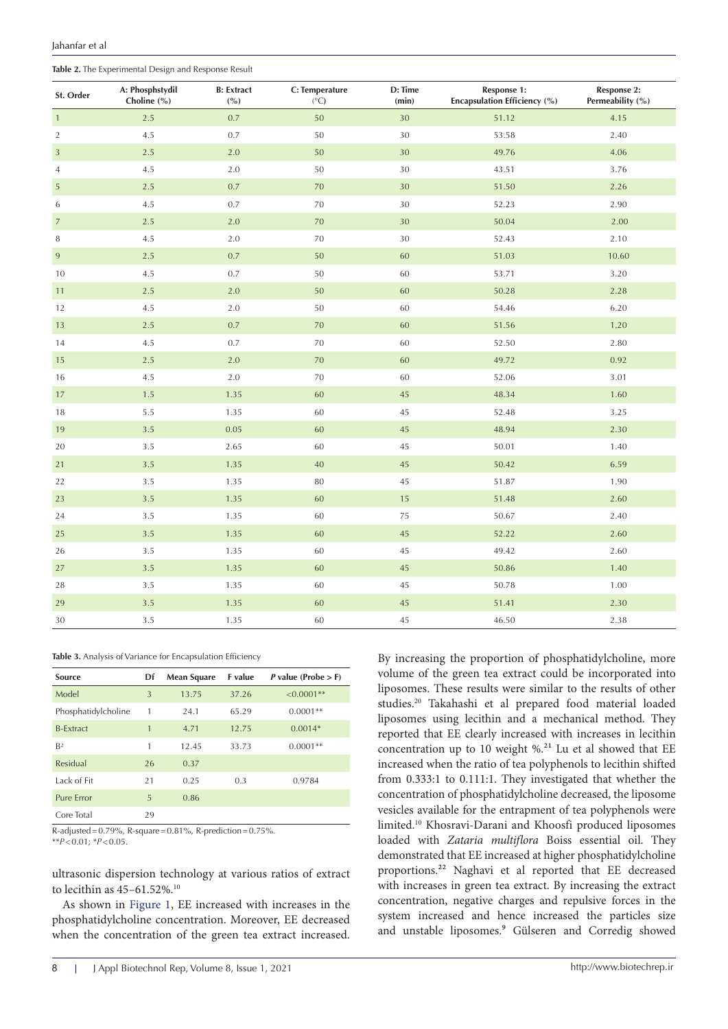**Table 2.** The Experimental Design and Response Result

| St. Order | A: Phosphstydil Choline (%) | B: Extract (%) | C: Temperature (°C) | D: Time (min) | Response 1: Encapsulation Efficiency (%) | Response 2: Permeability (%) |
|---|---|---|---|---|---|---|
| 1 | 2.5 | 0.7 | 50 | 30 | 51.12 | 4.15 |
| 2 | 4.5 | 0.7 | 50 | 30 | 53.58 | 2.40 |
| 3 | 2.5 | 2.0 | 50 | 30 | 49.76 | 4.06 |
| 4 | 4.5 | 2.0 | 50 | 30 | 43.51 | 3.76 |
| 5 | 2.5 | 0.7 | 70 | 30 | 51.50 | 2.26 |
| 6 | 4.5 | 0.7 | 70 | 30 | 52.23 | 2.90 |
| 7 | 2.5 | 2.0 | 70 | 30 | 50.04 | 2.00 |
| 8 | 4.5 | 2.0 | 70 | 30 | 52.43 | 2.10 |
| 9 | 2.5 | 0.7 | 50 | 60 | 51.03 | 10.60 |
| 10 | 4.5 | 0.7 | 50 | 60 | 53.71 | 3.20 |
| 11 | 2.5 | 2.0 | 50 | 60 | 50.28 | 2.28 |
| 12 | 4.5 | 2.0 | 50 | 60 | 54.46 | 6.20 |
| 13 | 2.5 | 0.7 | 70 | 60 | 51.56 | 1.20 |
| 14 | 4.5 | 0.7 | 70 | 60 | 52.50 | 2.80 |
| 15 | 2.5 | 2.0 | 70 | 60 | 49.72 | 0.92 |
| 16 | 4.5 | 2.0 | 70 | 60 | 52.06 | 3.01 |
| 17 | 1.5 | 1.35 | 60 | 45 | 48.34 | 1.60 |
| 18 | 5.5 | 1.35 | 60 | 45 | 52.48 | 3.25 |
| 19 | 3.5 | 0.05 | 60 | 45 | 48.94 | 2.30 |
| 20 | 3.5 | 2.65 | 60 | 45 | 50.01 | 1.40 |
| 21 | 3.5 | 1.35 | 40 | 45 | 50.42 | 6.59 |
| 22 | 3.5 | 1.35 | 80 | 45 | 51.87 | 1.90 |
| 23 | 3.5 | 1.35 | 60 | 15 | 51.48 | 2.60 |
| 24 | 3.5 | 1.35 | 60 | 75 | 50.67 | 2.40 |
| 25 | 3.5 | 1.35 | 60 | 45 | 52.22 | 2.60 |
| 26 | 3.5 | 1.35 | 60 | 45 | 49.42 | 2.60 |
| 27 | 3.5 | 1.35 | 60 | 45 | 50.86 | 1.40 |
| 28 | 3.5 | 1.35 | 60 | 45 | 50.78 | 1.00 |
| 29 | 3.5 | 1.35 | 60 | 45 | 51.41 | 2.30 |
| 30 | 3.5 | 1.35 | 60 | 45 | 46.50 | 2.38 |

**Table 3.** Analysis of Variance for Encapsulation Efficiency

| Source | Df | Mean Square | F value | *P* value (Probe > F) |
|---|---|---|---|---|
| Model | 3 | 13.75 | 37.26 | <0.0001** |
| Phosphatidylcholine | 1 | 24.1 | 65.29 | 0.0001** |
| B-Extract | 1 | 4.71 | 12.75 | 0.0014* |
| $B^2$ | 1 | 12.45 | 33.73 | 0.0001** |
| Residual | 26 | 0.37 | | |
| Lack of Fit | 21 | 0.25 | 0.3 | 0.9784 |
| Pure Error | 5 | 0.86 | | |
| Core Total | 29 | | | |

R-adjusted = 0.79%, R-square = 0.81%, R-prediction = 0.75%.
$^{**}P<0.01$; $^{*}P<0.05$.

ultrasonic dispersion technology at various ratios of extract to lecithin as 45–61.52%.[10]

As shown in Figure 1, EE increased with increases in the phosphatidylcholine concentration. Moreover, EE decreased when the concentration of the green tea extract increased. By increasing the proportion of phosphatidylcholine, more volume of the green tea extract could be incorporated into liposomes. These results were similar to the results of other studies.[20] Takahashi et al prepared food material loaded liposomes using lecithin and a mechanical method. They reported that EE clearly increased with increases in lecithin concentration up to 10 weight %.[21] Lu et al showed that EE increased when the ratio of tea polyphenols to lecithin shifted from 0.333:1 to 0.111:1. They investigated that whether the concentration of phosphatidylcholine decreased, the liposome vesicles available for the entrapment of tea polyphenols were limited.[10] Khosravi-Darani and Khoosfi produced liposomes loaded with *Zataria multiflora* Boiss essential oil. They demonstrated that EE increased at higher phosphatidylcholine proportions.[22] Naghavi et al reported that EE decreased with increases in green tea extract. By increasing the extract concentration, negative charges and repulsive forces in the system increased and hence increased the particles size and unstable liposomes.[9] Gülseren and Corredig showed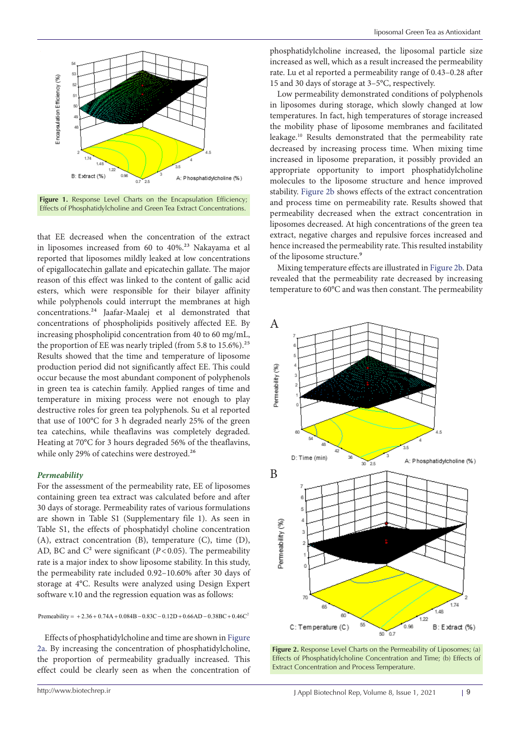Figure 1. Response Level Charts on the Encapsulation Efficiency; Effects of Phosphatidylcholine and Green Tea Extract Concentrations.

that EE decreased when the concentration of the extract in liposomes increased from 60 to 40%.[23] Nakayama et al reported that liposomes mildly leaked at low concentrations of epigallocatechin gallate and epicatechin gallate. The major reason of this effect was linked to the content of gallic acid esters, which were responsible for their bilayer affinity while polyphenols could interrupt the membranes at high concentrations.[24] Jaafar-Maalej et al demonstrated that concentrations of phospholipids positively affected EE. By increasing phospholipid concentration from 40 to 60 mg/mL, the proportion of EE was nearly tripled (from 5.8 to 15.6%).[25] Results showed that the time and temperature of liposome production period did not significantly affect EE. This could occur because the most abundant component of polyphenols in green tea is catechin family. Applied ranges of time and temperature in mixing process were not enough to play destructive roles for green tea polyphenols. Su et al reported that use of 100°C for 3 h degraded nearly 25% of the green tea catechins, while theaflavins was completely degraded. Heating at 70°C for 3 hours degraded 56% of the theaflavins, while only 29% of catechins were destroyed.[26]

### *Permeability*

For the assessment of the permeability rate, EE of liposomes containing green tea extract was calculated before and after 30 days of storage. Permeability rates of various formulations are shown in Table S1 (Supplementary file 1). As seen in Table S1, the effects of phosphatidyl choline concentration (A), extract concentration (B), temperature (C), time (D), AD, BC and $C^2$ were significant ($P<0.05$). The permeability rate is a major index to show liposome stability. In this study, the permeability rate included 0.92–10.60% after 30 days of storage at 4°C. Results were analyzed using Design Expert software v.10 and the regression equation was as follows:

$$\text{Premeability} = +2.36 + 0.74A + 0.084B - 0.83C - 0.12D + 0.66AD - 0.38BC + 0.46C^2$$

Effects of phosphatidylcholine and time are shown in Figure 2a. By increasing the concentration of phosphatidylcholine, the proportion of permeability gradually increased. This effect could be clearly seen as when the concentration of phosphatidylcholine increased, the liposomal particle size increased as well, which as a result increased the permeability rate. Lu et al reported a permeability range of 0.43–0.28 after 15 and 30 days of storage at 3–5°C, respectively.

Low permeability demonstrated conditions of polyphenols in liposomes during storage, which slowly changed at low temperatures. In fact, high temperatures of storage increased the mobility phase of liposome membranes and facilitated leakage.[10] Results demonstrated that the permeability rate decreased by increasing process time. When mixing time increased in liposome preparation, it possibly provided an appropriate opportunity to import phosphatidylcholine molecules to the liposome structure and hence improved stability. Figure 2b shows effects of the extract concentration and process time on permeability rate. Results showed that permeability decreased when the extract concentration in liposomes decreased. At high concentrations of the green tea extract, negative charges and repulsive forces increased and hence increased the permeability rate. This resulted instability of the liposome structure.[9]

Mixing temperature effects are illustrated in Figure 2b. Data revealed that the permeability rate decreased by increasing temperature to 60°C and was then constant. The permeability

Figure 2. Response Level Charts on the Permeability of Liposomes; (a) Effects of Phosphatidylcholine Concentration and Time; (b) Effects of Extract Concentration and Process Temperature.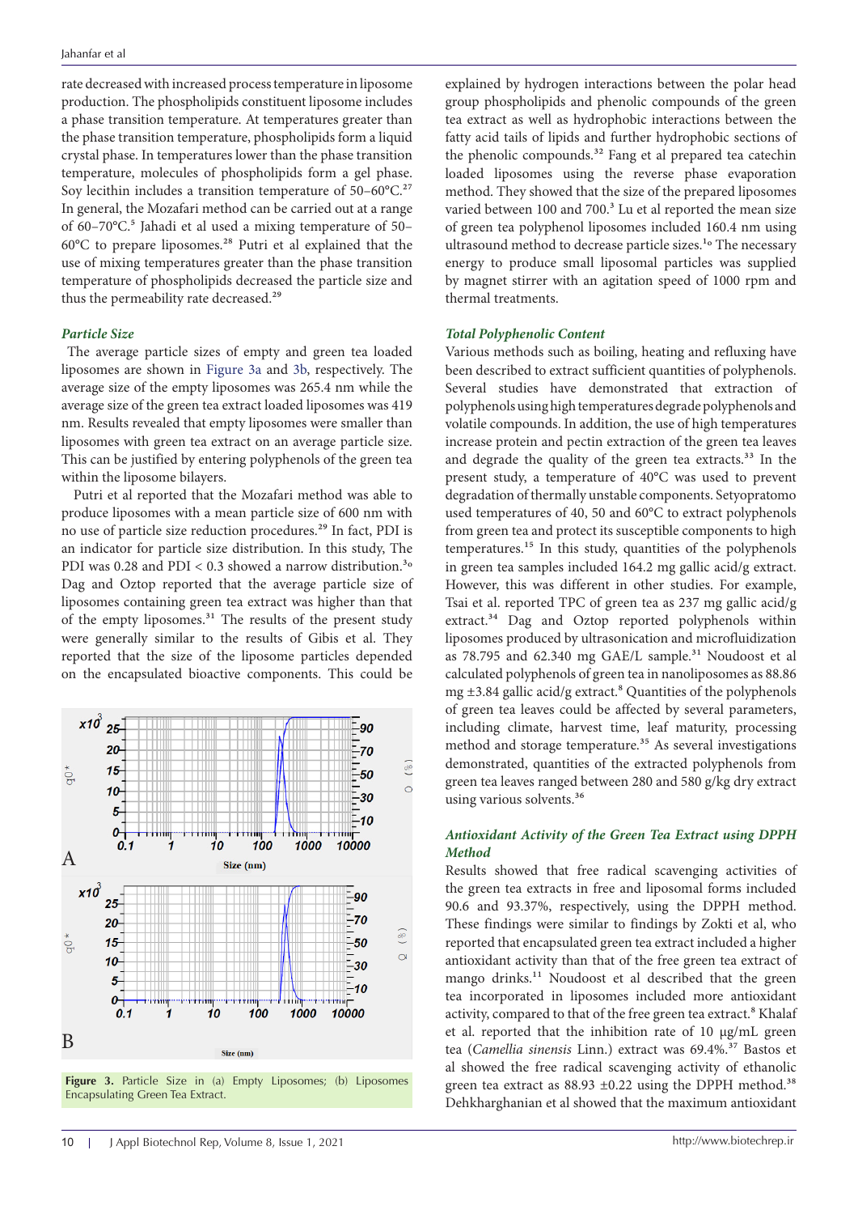rate decreased with increased process temperature in liposome production. The phospholipids constituent liposome includes a phase transition temperature. At temperatures greater than the phase transition temperature, phospholipids form a liquid crystal phase. In temperatures lower than the phase transition temperature, molecules of phospholipids form a gel phase. Soy lecithin includes a transition temperature of 50–60°C.[27] In general, the Mozafari method can be carried out at a range of 60–70°C.[5] Jahadi et al used a mixing temperature of 50–60°C to prepare liposomes.[28] Putri et al explained that the use of mixing temperatures greater than the phase transition temperature of phospholipids decreased the particle size and thus the permeability rate decreased.[29]

### *Particle Size*

The average particle sizes of empty and green tea loaded liposomes are shown in Figure 3a and 3b, respectively. The average size of the empty liposomes was 265.4 nm while the average size of the green tea extract loaded liposomes was 419 nm. Results revealed that empty liposomes were smaller than liposomes with green tea extract on an average particle size. This can be justified by entering polyphenols of the green tea within the liposome bilayers.

Putri et al reported that the Mozafari method was able to produce liposomes with a mean particle size of 600 nm with no use of particle size reduction procedures.[29] In fact, PDI is an indicator for particle size distribution. In this study, The PDI was 0.28 and PDI < 0.3 showed a narrow distribution.[30] Dag and Oztop reported that the average particle size of liposomes containing green tea extract was higher than that of the empty liposomes.[31] The results of the present study were generally similar to the results of Gibis et al. They reported that the size of the liposome particles depended on the encapsulated bioactive components. This could be explained by hydrogen interactions between the polar head group phospholipids and phenolic compounds of the green tea extract as well as hydrophobic interactions between the fatty acid tails of lipids and further hydrophobic sections of the phenolic compounds.[32] Fang et al prepared tea catechin loaded liposomes using the reverse phase evaporation method. They showed that the size of the prepared liposomes varied between 100 and 700.[3] Lu et al reported the mean size of green tea polyphenol liposomes included 160.4 nm using ultrasound method to decrease particle sizes.[10] The necessary energy to produce small liposomal particles was supplied by magnet stirrer with an agitation speed of 1000 rpm and thermal treatments.

Figure 3. Particle Size in (a) Empty Liposomes; (b) Liposomes Encapsulating Green Tea Extract.

### *Total Polyphenolic Content*

Various methods such as boiling, heating and refluxing have been described to extract sufficient quantities of polyphenols. Several studies have demonstrated that extraction of polyphenols using high temperatures degrade polyphenols and volatile compounds. In addition, the use of high temperatures increase protein and pectin extraction of the green tea leaves and degrade the quality of the green tea extracts.[33] In the present study, a temperature of 40°C was used to prevent degradation of thermally unstable components. Setyopratomo used temperatures of 40, 50 and 60°C to extract polyphenols from green tea and protect its susceptible components to high temperatures.[15] In this study, quantities of the polyphenols in green tea samples included 164.2 mg gallic acid/g extract. However, this was different in other studies. For example, Tsai et al. reported TPC of green tea as 237 mg gallic acid/g extract.[34] Dag and Oztop reported polyphenols within liposomes produced by ultrasonication and microfluidization as 78.795 and 62.340 mg GAE/L sample.[31] Noudoost et al calculated polyphenols of green tea in nanoliposomes as 88.86 mg ±3.84 gallic acid/g extract.[8] Quantities of the polyphenols of green tea leaves could be affected by several parameters, including climate, harvest time, leaf maturity, processing method and storage temperature.[35] As several investigations demonstrated, quantities of the extracted polyphenols from green tea leaves ranged between 280 and 580 g/kg dry extract using various solvents.[36]

### *Antioxidant Activity of the Green Tea Extract using DPPH Method*

Results showed that free radical scavenging activities of the green tea extracts in free and liposomal forms included 90.6 and 93.37%, respectively, using the DPPH method. These findings were similar to findings by Zokti et al, who reported that encapsulated green tea extract included a higher antioxidant activity than that of the free green tea extract of mango drinks.[11] Noudoost et al described that the green tea incorporated in liposomes included more antioxidant activity, compared to that of the free green tea extract.[8] Khalaf et al. reported that the inhibition rate of 10 µg/mL green tea (*Camellia sinensis* Linn.) extract was 69.4%.[37] Bastos et al showed the free radical scavenging activity of ethanolic green tea extract as 88.93 ±0.22 using the DPPH method.[38] Dehkharghanian et al showed that the maximum antioxidant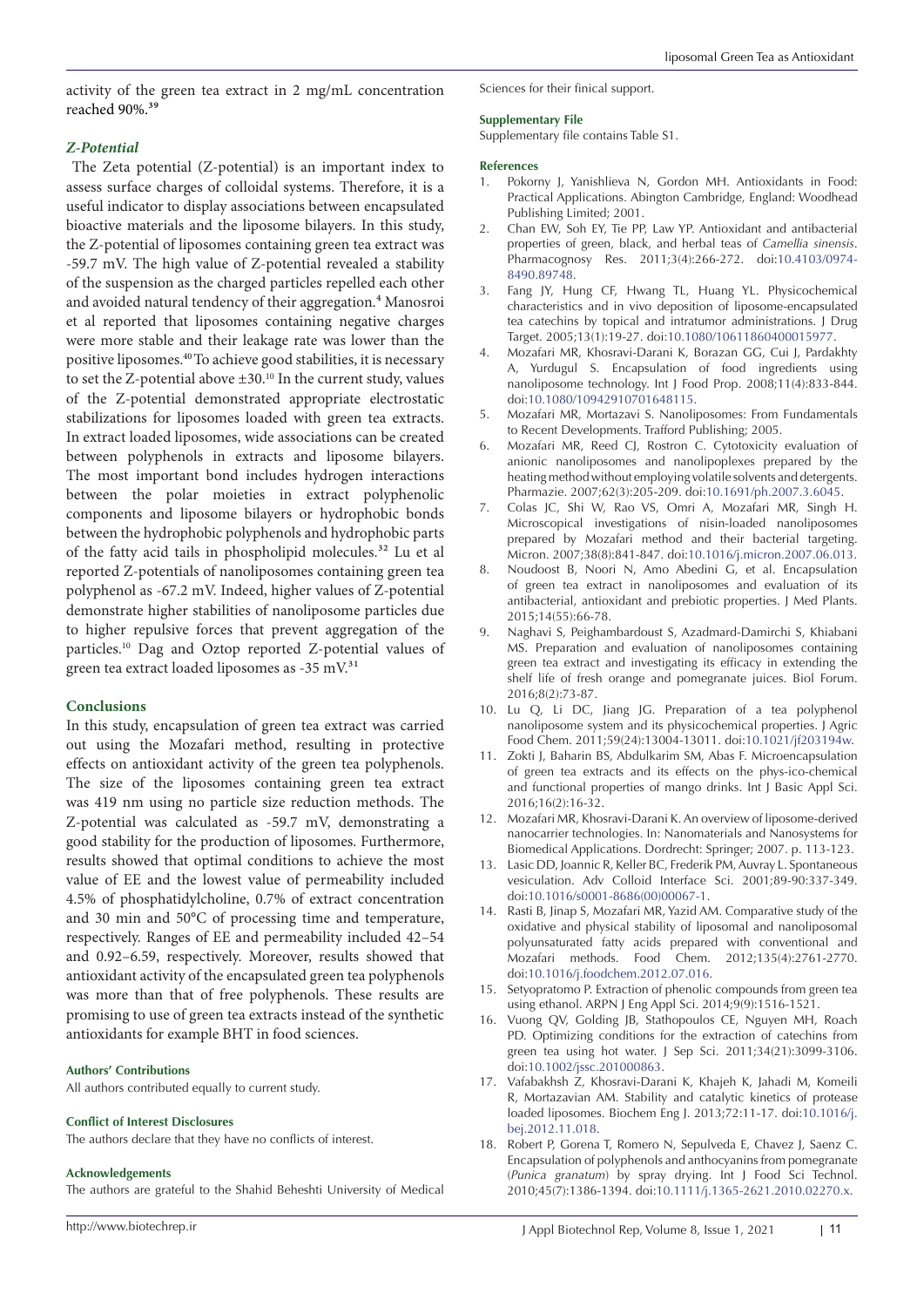activity of the green tea extract in 2 mg/mL concentration reached 90%.[39]

### *Z-Potential*

The Zeta potential (Z-potential) is an important index to assess surface charges of colloidal systems. Therefore, it is a useful indicator to display associations between encapsulated bioactive materials and the liposome bilayers. In this study, the Z-potential of liposomes containing green tea extract was -59.7 mV. The high value of Z-potential revealed a stability of the suspension as the charged particles repelled each other and avoided natural tendency of their aggregation.[4] Manosroi et al reported that liposomes containing negative charges were more stable and their leakage rate was lower than the positive liposomes.[40] To achieve good stabilities, it is necessary to set the Z-potential above ±30.[10] In the current study, values of the Z-potential demonstrated appropriate electrostatic stabilizations for liposomes loaded with green tea extracts. In extract loaded liposomes, wide associations can be created between polyphenols in extracts and liposome bilayers. The most important bond includes hydrogen interactions between the polar moieties in extract polyphenolic components and liposome bilayers or hydrophobic bonds between the hydrophobic polyphenols and hydrophobic parts of the fatty acid tails in phospholipid molecules.[32] Lu et al reported Z-potentials of nanoliposomes containing green tea polyphenol as -67.2 mV. Indeed, higher values of Z-potential demonstrate higher stabilities of nanoliposome particles due to higher repulsive forces that prevent aggregation of the particles.[10] Dag and Oztop reported Z-potential values of green tea extract loaded liposomes as -35 mV.[31]

## Conclusions

In this study, encapsulation of green tea extract was carried out using the Mozafari method, resulting in protective effects on antioxidant activity of the green tea polyphenols. The size of the liposomes containing green tea extract was 419 nm using no particle size reduction methods. The Z-potential was calculated as -59.7 mV, demonstrating a good stability for the production of liposomes. Furthermore, results showed that optimal conditions to achieve the most value of EE and the lowest value of permeability included 4.5% of phosphatidylcholine, 0.7% of extract concentration and 30 min and 50°C of processing time and temperature, respectively. Ranges of EE and permeability included 42–54 and 0.92–6.59, respectively. Moreover, results showed that antioxidant activity of the encapsulated green tea polyphenols was more than that of free polyphenols. These results are promising to use of green tea extracts instead of the synthetic antioxidants for example BHT in food sciences.

#### Authors' Contributions

All authors contributed equally to current study.

#### Conflict of Interest Disclosures

The authors declare that they have no conflicts of interest.

#### Acknowledgements

The authors are grateful to the Shahid Beheshti University of Medical Sciences for their finical support.

#### Supplementary File

Supplementary file contains Table S1.

#### References

1. Pokorny J, Yanishlieva N, Gordon MH. Antioxidants in Food: Practical Applications. Abington Cambridge, England: Woodhead Publishing Limited; 2001.
2. Chan EW, Soh EY, Tie PP, Law YP. Antioxidant and antibacterial properties of green, black, and herbal teas of *Camellia sinensis*. Pharmacognosy Res. 2011;3(4):266-272. doi:10.4103/0974-8490.89748.
3. Fang JY, Hung CF, Hwang TL, Huang YL. Physicochemical characteristics and in vivo deposition of liposome-encapsulated tea catechins by topical and intratumor administrations. J Drug Target. 2005;13(1):19-27. doi:10.1080/10611860400015977.
4. Mozafari MR, Khosravi-Darani K, Borazan GG, Cui J, Pardakhty A, Yurdugul S. Encapsulation of food ingredients using nanoliposome technology. Int J Food Prop. 2008;11(4):833-844. doi:10.1080/10942910701648115.
5. Mozafari MR, Mortazavi S. Nanoliposomes: From Fundamentals to Recent Developments. Trafford Publishing; 2005.
6. Mozafari MR, Reed CJ, Rostron C. Cytotoxicity evaluation of anionic nanoliposomes and nanolipoplexes prepared by the heating method without employing volatile solvents and detergents. Pharmazie. 2007;62(3):205-209. doi:10.1691/ph.2007.3.6045.
7. Colas JC, Shi W, Rao VS, Omri A, Mozafari MR, Singh H. Microscopical investigations of nisin-loaded nanoliposomes prepared by Mozafari method and their bacterial targeting. Micron. 2007;38(8):841-847. doi:10.1016/j.micron.2007.06.013.
8. Noudoost B, Noori N, Amo Abedini G, et al. Encapsulation of green tea extract in nanoliposomes and evaluation of its antibacterial, antioxidant and prebiotic properties. J Med Plants. 2015;14(55):66-78.
9. Naghavi S, Peighambardoust S, Azadmard-Damirchi S, Khiabani MS. Preparation and evaluation of nanoliposomes containing green tea extract and investigating its efficacy in extending the shelf life of fresh orange and pomegranate juices. Biol Forum. 2016;8(2):73-87.
10. Lu Q, Li DC, Jiang JG. Preparation of a tea polyphenol nanoliposome system and its physicochemical properties. J Agric Food Chem. 2011;59(24):13004-13011. doi:10.1021/jf203194w.
11. Zokti J, Baharin BS, Abdulkarim SM, Abas F. Microencapsulation of green tea extracts and its effects on the phys-ico-chemical and functional properties of mango drinks. Int J Basic Appl Sci. 2016;16(2):16-32.
12. Mozafari MR, Khosravi-Darani K. An overview of liposome-derived nanocarrier technologies. In: Nanomaterials and Nanosystems for Biomedical Applications. Dordrecht: Springer; 2007. p. 113-123.
13. Lasic DD, Joannic R, Keller BC, Frederik PM, Auvray L. Spontaneous vesiculation. Adv Colloid Interface Sci. 2001;89-90:337-349. doi:10.1016/s0001-8686(00)00067-1.
14. Rasti B, Jinap S, Mozafari MR, Yazid AM. Comparative study of the oxidative and physical stability of liposomal and nanoliposomal polyunsaturated fatty acids prepared with conventional and Mozafari methods. Food Chem. 2012;135(4):2761-2770. doi:10.1016/j.foodchem.2012.07.016.
15. Setyopratomo P. Extraction of phenolic compounds from green tea using ethanol. ARPN J Eng Appl Sci. 2014;9(9):1516-1521.
16. Vuong QV, Golding JB, Stathopoulos CE, Nguyen MH, Roach PD. Optimizing conditions for the extraction of catechins from green tea using hot water. J Sep Sci. 2011;34(21):3099-3106. doi:10.1002/jssc.201000863.
17. Vafabakhsh Z, Khosravi-Darani K, Khajeh K, Jahadi M, Komeili R, Mortazavian AM. Stability and catalytic kinetics of protease loaded liposomes. Biochem Eng J. 2013;72:11-17. doi:10.1016/j.bej.2012.11.018.
18. Robert P, Gorena T, Romero N, Sepulveda E, Chavez J, Saenz C. Encapsulation of polyphenols and anthocyanins from pomegranate (*Punica granatum*) by spray drying. Int J Food Sci Technol. 2010;45(7):1386-1394. doi:10.1111/j.1365-2621.2010.02270.x.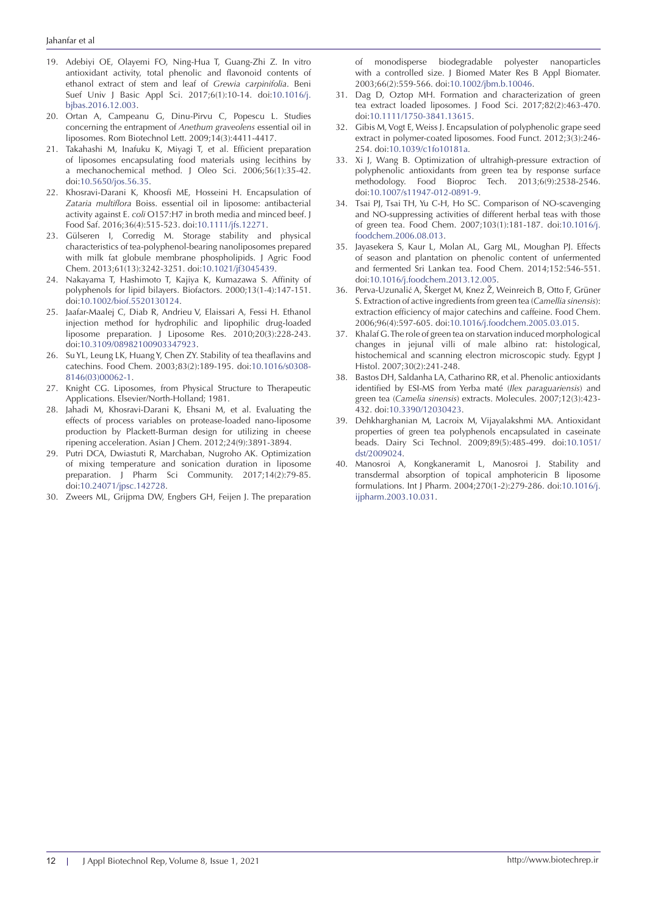19. Adebiyi OE, Olayemi FO, Ning-Hua T, Guang-Zhi Z. In vitro antioxidant activity, total phenolic and flavonoid contents of ethanol extract of stem and leaf of *Grewia carpinifolia*. Beni Suef Univ J Basic Appl Sci. 2017;6(1):10-14. doi:10.1016/j.bjbas.2016.12.003.
20. Ortan A, Campeanu G, Dinu-Pirvu C, Popescu L. Studies concerning the entrapment of *Anethum graveolens* essential oil in liposomes. Rom Biotechnol Lett. 2009;14(3):4411-4417.
21. Takahashi M, Inafuku K, Miyagi T, et al. Efficient preparation of liposomes encapsulating food materials using lecithins by a mechanochemical method. J Oleo Sci. 2006;56(1):35-42. doi:10.5650/jos.56.35.
22. Khosravi-Darani K, Khoosfi ME, Hosseini H. Encapsulation of *Zataria multiflora* Boiss. essential oil in liposome: antibacterial activity against E. *coli* O157:H7 in broth media and minced beef. J Food Saf. 2016;36(4):515-523. doi:10.1111/jfs.12271.
23. Gülseren I, Corredig M. Storage stability and physical characteristics of tea-polyphenol-bearing nanoliposomes prepared with milk fat globule membrane phospholipids. J Agric Food Chem. 2013;61(13):3242-3251. doi:10.1021/jf3045439.
24. Nakayama T, Hashimoto T, Kajiya K, Kumazawa S. Affinity of polyphenols for lipid bilayers. Biofactors. 2000;13(1-4):147-151. doi:10.1002/biof.5520130124.
25. Jaafar-Maalej C, Diab R, Andrieu V, Elaissari A, Fessi H. Ethanol injection method for hydrophilic and lipophilic drug-loaded liposome preparation. J Liposome Res. 2010;20(3):228-243. doi:10.3109/08982100903347923.
26. Su YL, Leung LK, Huang Y, Chen ZY. Stability of tea theaflavins and catechins. Food Chem. 2003;83(2):189-195. doi:10.1016/s0308-8146(03)00062-1.
27. Knight CG. Liposomes, from Physical Structure to Therapeutic Applications. Elsevier/North-Holland; 1981.
28. Jahadi M, Khosravi-Darani K, Ehsani M, et al. Evaluating the effects of process variables on protease-loaded nano-liposome production by Plackett-Burman design for utilizing in cheese ripening acceleration. Asian J Chem. 2012;24(9):3891-3894.
29. Putri DCA, Dwiastuti R, Marchaban, Nugroho AK. Optimization of mixing temperature and sonication duration in liposome preparation. J Pharm Sci Community. 2017;14(2):79-85. doi:10.24071/jpsc.142728.
30. Zweers ML, Grijpma DW, Engbers GH, Feijen J. The preparation of monodisperse biodegradable polyester nanoparticles with a controlled size. J Biomed Mater Res B Appl Biomater. 2003;66(2):559-566. doi:10.1002/jbm.b.10046.
31. Dag D, Oztop MH. Formation and characterization of green tea extract loaded liposomes. J Food Sci. 2017;82(2):463-470. doi:10.1111/1750-3841.13615.
32. Gibis M, Vogt E, Weiss J. Encapsulation of polyphenolic grape seed extract in polymer-coated liposomes. Food Funct. 2012;3(3):246-254. doi:10.1039/c1fo10181a.
33. Xi J, Wang B. Optimization of ultrahigh-pressure extraction of polyphenolic antioxidants from green tea by response surface methodology. Food Bioproc Tech. 2013;6(9):2538-2546. doi:10.1007/s11947-012-0891-9.
34. Tsai PJ, Tsai TH, Yu C-H, Ho SC. Comparison of NO-scavenging and NO-suppressing activities of different herbal teas with those of green tea. Food Chem. 2007;103(1):181-187. doi:10.1016/j.foodchem.2006.08.013.
35. Jayasekera S, Kaur L, Molan AL, Garg ML, Moughan PJ. Effects of season and plantation on phenolic content of unfermented and fermented Sri Lankan tea. Food Chem. 2014;152:546-551. doi:10.1016/j.foodchem.2013.12.005.
36. Perva-Uzunalić A, Škerget M, Knez Ž, Weinreich B, Otto F, Grüner S. Extraction of active ingredients from green tea (*Camellia sinensis*): extraction efficiency of major catechins and caffeine. Food Chem. 2006;96(4):597-605. doi:10.1016/j.foodchem.2005.03.015.
37. Khalaf G. The role of green tea on starvation induced morphological changes in jejunal villi of male albino rat: histological, histochemical and scanning electron microscopic study. Egypt J Histol. 2007;30(2):241-248.
38. Bastos DH, Saldanha LA, Catharino RR, et al. Phenolic antioxidants identified by ESI-MS from Yerba maté (*Ilex paraguariensis*) and green tea (*Camelia sinensis*) extracts. Molecules. 2007;12(3):423-432. doi:10.3390/12030423.
39. Dehkharghanian M, Lacroix M, Vijayalakshmi MA. Antioxidant properties of green tea polyphenols encapsulated in caseinate beads. Dairy Sci Technol. 2009;89(5):485-499. doi:10.1051/dst/2009024.
40. Manosroi A, Kongkaneramit L, Manosroi J. Stability and transdermal absorption of topical amphotericin B liposome formulations. Int J Pharm. 2004;270(1-2):279-286. doi:10.1016/j.ijpharm.2003.10.031.